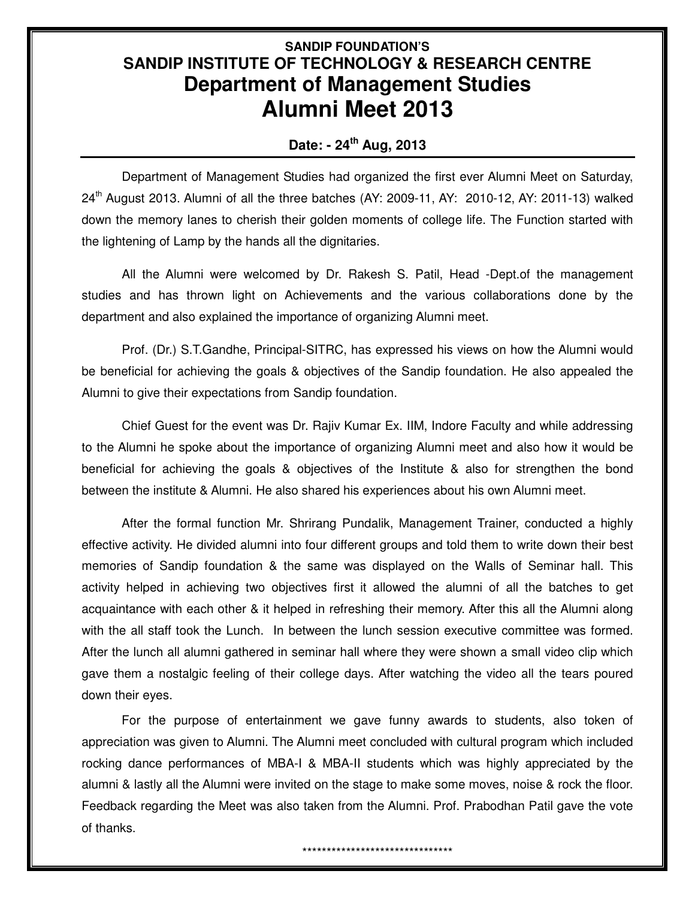**SANDIP FOUNDATION'S**

## SANDIP INSTITUTE OF TECHNOLOGY & RESEARCH CENTRE

# Department of Management Studies

# Alumni Meet 2013

**Date: - 24th Aug, 2013**

---

Department of Management Studies had organized the first ever Alumni Meet on Saturday, 24th August 2013. Alumni of all the three batches (AY: 2009-11, AY: 2010-12, AY: 2011-13) walked down the memory lanes to cherish their golden moments of college life. The Function started with the lightening of Lamp by the hands all the dignitaries.

All the Alumni were welcomed by Dr. Rakesh S. Patil, Head -Dept.of the management studies and has thrown light on Achievements and the various collaborations done by the department and also explained the importance of organizing Alumni meet.

Prof. (Dr.) S.T.Gandhe, Principal-SITRC, has expressed his views on how the Alumni would be beneficial for achieving the goals & objectives of the Sandip foundation. He also appealed the Alumni to give their expectations from Sandip foundation.

Chief Guest for the event was Dr. Rajiv Kumar Ex. IIM, Indore Faculty and while addressing to the Alumni he spoke about the importance of organizing Alumni meet and also how it would be beneficial for achieving the goals & objectives of the Institute & also for strengthen the bond between the institute & Alumni. He also shared his experiences about his own Alumni meet.

After the formal function Mr. Shrirang Pundalik, Management Trainer, conducted a highly effective activity. He divided alumni into four different groups and told them to write down their best memories of Sandip foundation & the same was displayed on the Walls of Seminar hall. This activity helped in achieving two objectives first it allowed the alumni of all the batches to get acquaintance with each other & it helped in refreshing their memory. After this all the Alumni along with the all staff took the Lunch. In between the lunch session executive committee was formed. After the lunch all alumni gathered in seminar hall where they were shown a small video clip which gave them a nostalgic feeling of their college days. After watching the video all the tears poured down their eyes.

For the purpose of entertainment we gave funny awards to students, also token of appreciation was given to Alumni. The Alumni meet concluded with cultural program which included rocking dance performances of MBA-I & MBA-II students which was highly appreciated by the alumni & lastly all the Alumni were invited on the stage to make some moves, noise & rock the floor. Feedback regarding the Meet was also taken from the Alumni. Prof. Prabodhan Patil gave the vote of thanks.

*******************************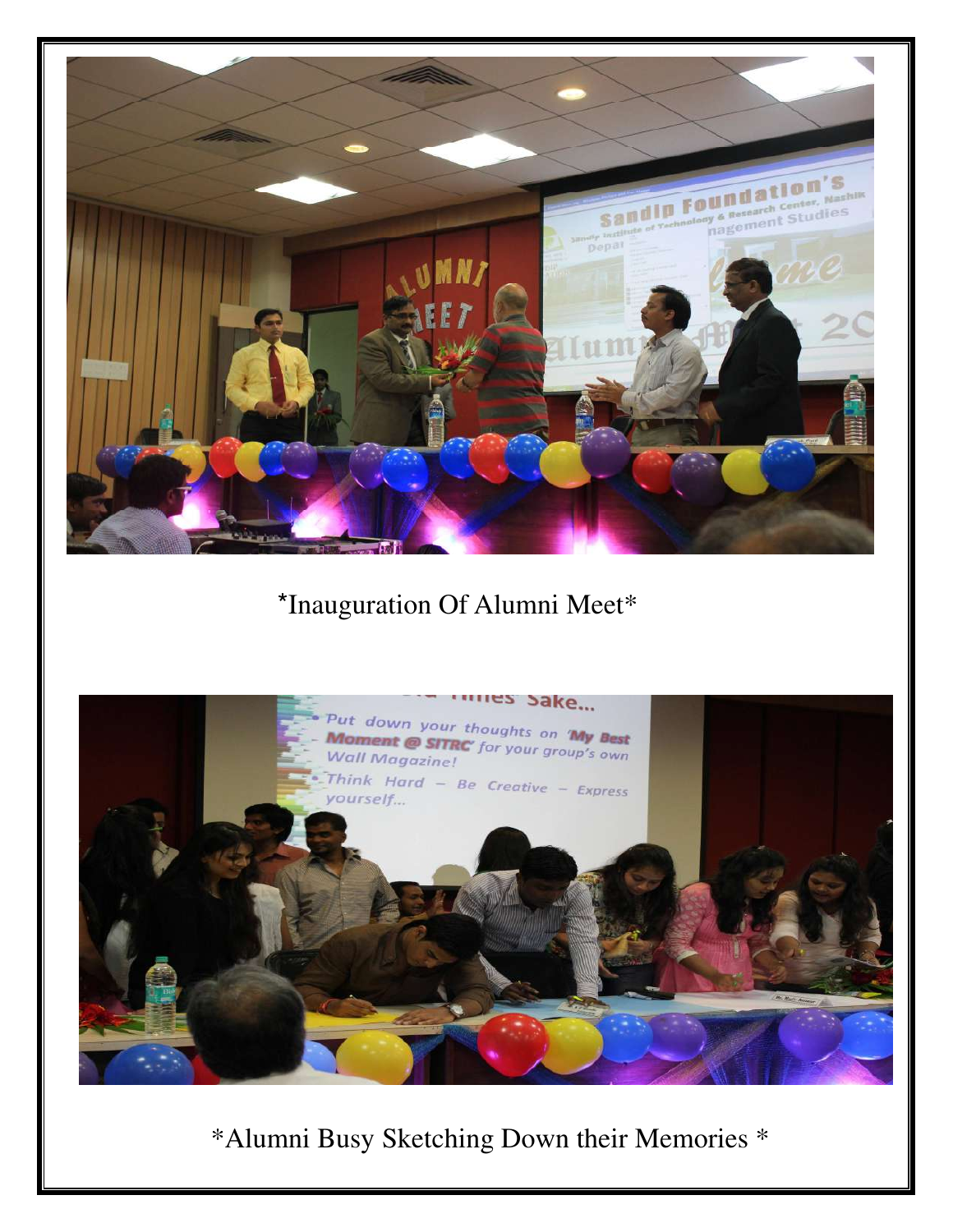*Inauguration Of Alumni Meet*

*Alumni Busy Sketching Down their Memories *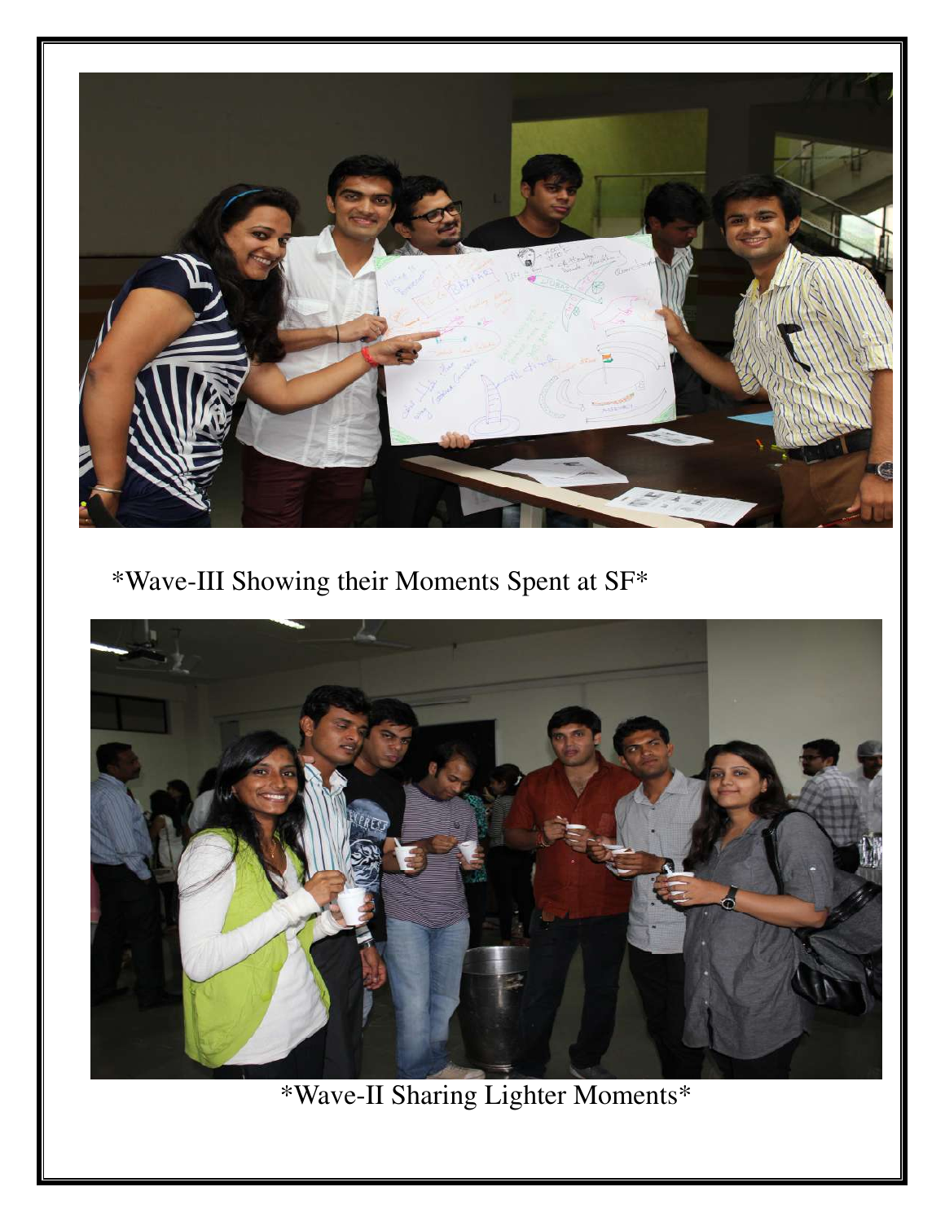*Wave-III Showing their Moments Spent at SF*

*Wave-II Sharing Lighter Moments*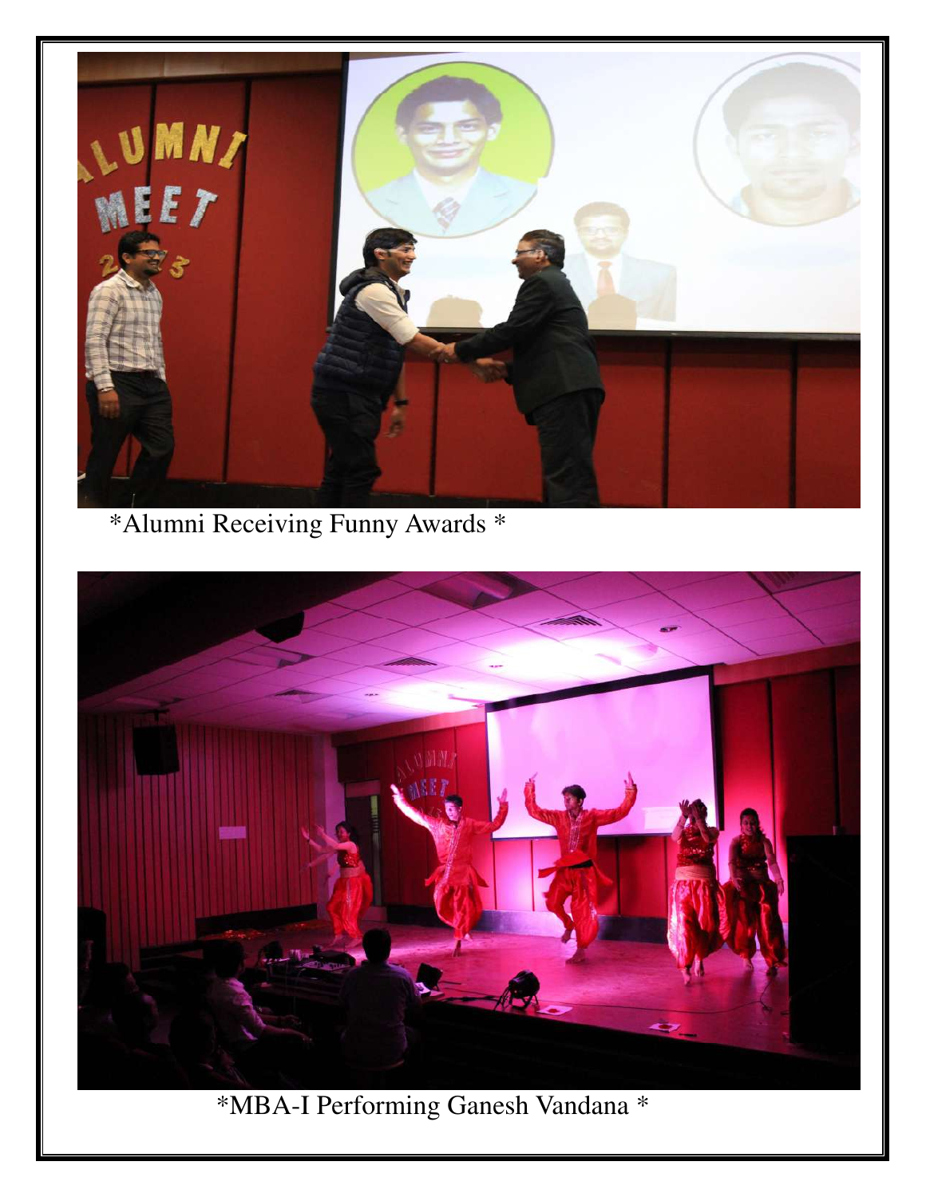*Alumni Receiving Funny Awards *

*MBA-I Performing Ganesh Vandana *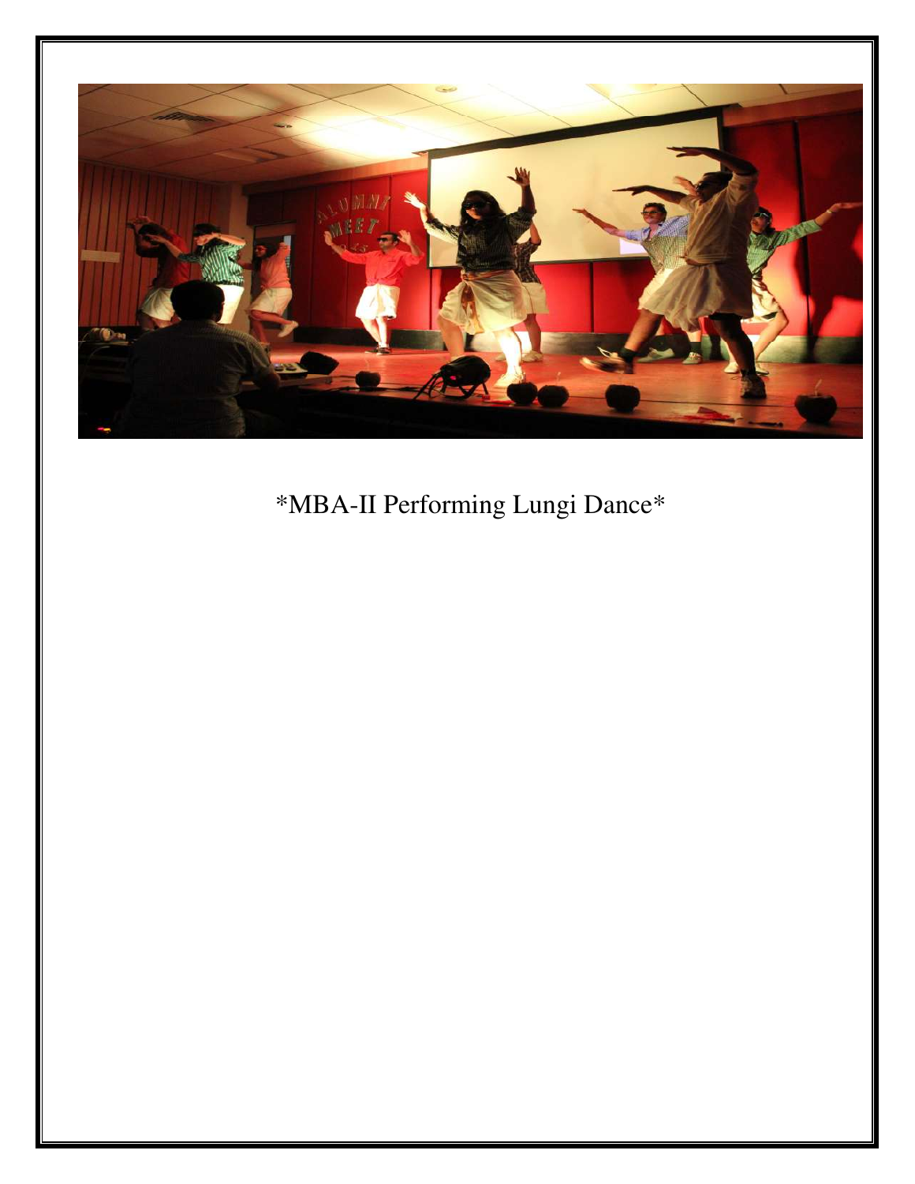*MBA-II Performing Lungi Dance*